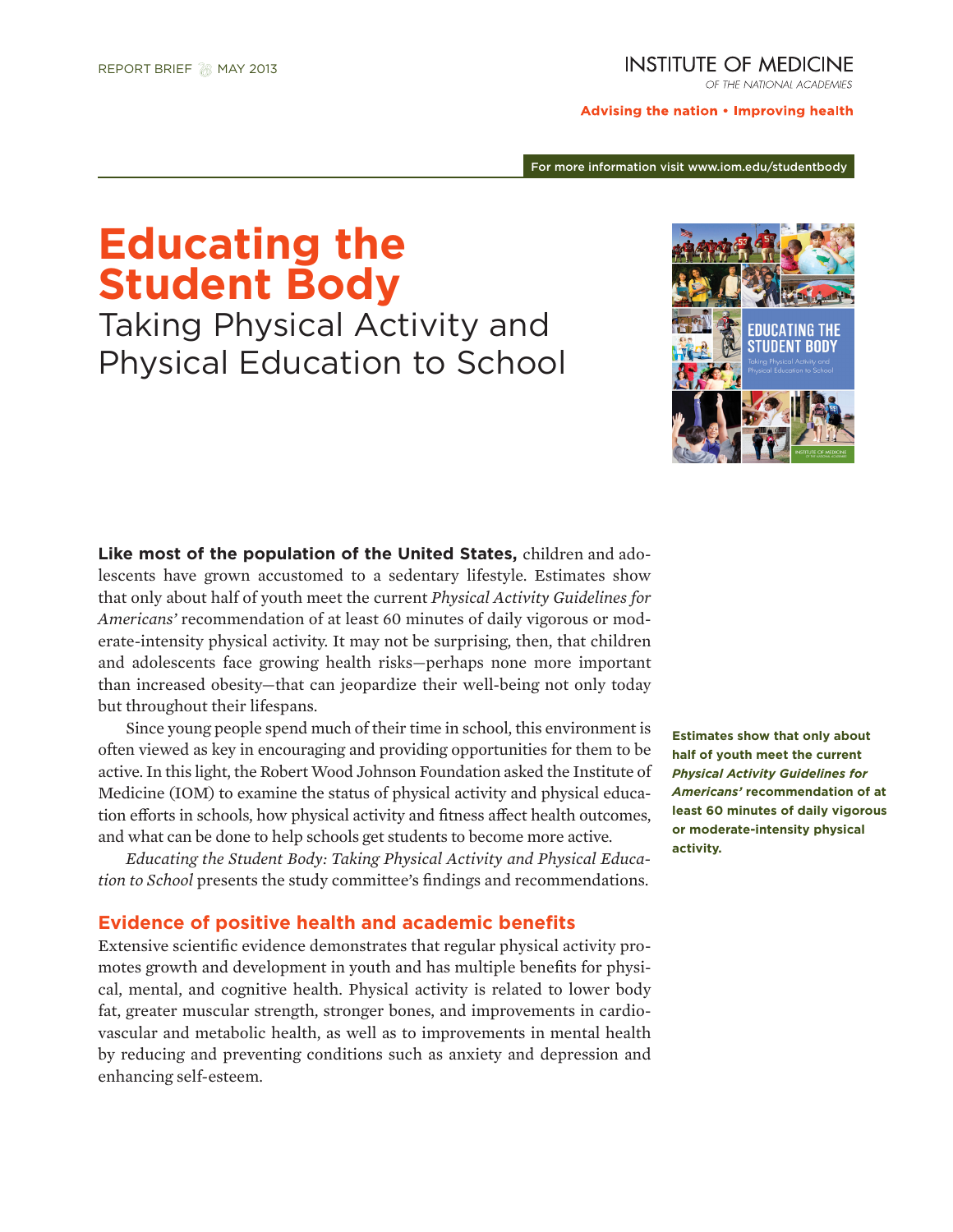REPORT BRIEF MAY 2013

INSTITUTE OF MEDICINE
OF THE NATIONAL ACADEMIES

**Advising the nation • Improving health**

For more information visit www.iom.edu/studentbody

# Educating the Student Body

## Taking Physical Activity and Physical Education to School

**Like most of the population of the United States,** children and adolescents have grown accustomed to a sedentary lifestyle. Estimates show that only about half of youth meet the current *Physical Activity Guidelines for Americans'* recommendation of at least 60 minutes of daily vigorous or moderate-intensity physical activity. It may not be surprising, then, that children and adolescents face growing health risks—perhaps none more important than increased obesity—that can jeopardize their well-being not only today but throughout their lifespans.

Since young people spend much of their time in school, this environment is often viewed as key in encouraging and providing opportunities for them to be active. In this light, the Robert Wood Johnson Foundation asked the Institute of Medicine (IOM) to examine the status of physical activity and physical education efforts in schools, how physical activity and fitness affect health outcomes, and what can be done to help schools get students to become more active.

*Educating the Student Body: Taking Physical Activity and Physical Education to School* presents the study committee's findings and recommendations.

**Estimates show that only about half of youth meet the current *Physical Activity Guidelines for Americans'* recommendation of at least 60 minutes of daily vigorous or moderate-intensity physical activity.**

## Evidence of positive health and academic benefits

Extensive scientific evidence demonstrates that regular physical activity promotes growth and development in youth and has multiple benefits for physical, mental, and cognitive health. Physical activity is related to lower body fat, greater muscular strength, stronger bones, and improvements in cardiovascular and metabolic health, as well as to improvements in mental health by reducing and preventing conditions such as anxiety and depression and enhancing self-esteem.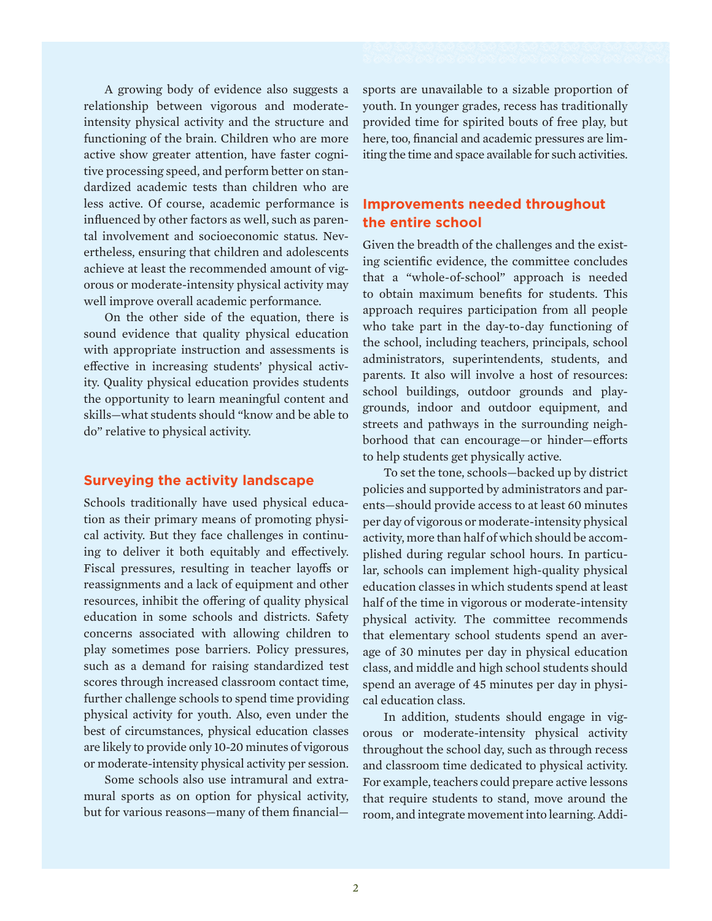A growing body of evidence also suggests a relationship between vigorous and moderate-intensity physical activity and the structure and functioning of the brain. Children who are more active show greater attention, have faster cognitive processing speed, and perform better on standardized academic tests than children who are less active. Of course, academic performance is influenced by other factors as well, such as parental involvement and socioeconomic status. Nevertheless, ensuring that children and adolescents achieve at least the recommended amount of vigorous or moderate-intensity physical activity may well improve overall academic performance.

On the other side of the equation, there is sound evidence that quality physical education with appropriate instruction and assessments is effective in increasing students' physical activity. Quality physical education provides students the opportunity to learn meaningful content and skills—what students should "know and be able to do" relative to physical activity.

## Surveying the activity landscape

Schools traditionally have used physical education as their primary means of promoting physical activity. But they face challenges in continuing to deliver it both equitably and effectively. Fiscal pressures, resulting in teacher layoffs or reassignments and a lack of equipment and other resources, inhibit the offering of quality physical education in some schools and districts. Safety concerns associated with allowing children to play sometimes pose barriers. Policy pressures, such as a demand for raising standardized test scores through increased classroom contact time, further challenge schools to spend time providing physical activity for youth. Also, even under the best of circumstances, physical education classes are likely to provide only 10-20 minutes of vigorous or moderate-intensity physical activity per session.

Some schools also use intramural and extramural sports as on option for physical activity, but for various reasons—many of them financial—sports are unavailable to a sizable proportion of youth. In younger grades, recess has traditionally provided time for spirited bouts of free play, but here, too, financial and academic pressures are limiting the time and space available for such activities.

## Improvements needed throughout the entire school

Given the breadth of the challenges and the existing scientific evidence, the committee concludes that a "whole-of-school" approach is needed to obtain maximum benefits for students. This approach requires participation from all people who take part in the day-to-day functioning of the school, including teachers, principals, school administrators, superintendents, students, and parents. It also will involve a host of resources: school buildings, outdoor grounds and playgrounds, indoor and outdoor equipment, and streets and pathways in the surrounding neighborhood that can encourage—or hinder—efforts to help students get physically active.

To set the tone, schools—backed up by district policies and supported by administrators and parents—should provide access to at least 60 minutes per day of vigorous or moderate-intensity physical activity, more than half of which should be accomplished during regular school hours. In particular, schools can implement high-quality physical education classes in which students spend at least half of the time in vigorous or moderate-intensity physical activity. The committee recommends that elementary school students spend an average of 30 minutes per day in physical education class, and middle and high school students should spend an average of 45 minutes per day in physical education class.

In addition, students should engage in vigorous or moderate-intensity physical activity throughout the school day, such as through recess and classroom time dedicated to physical activity. For example, teachers could prepare active lessons that require students to stand, move around the room, and integrate movement into learning. Addi-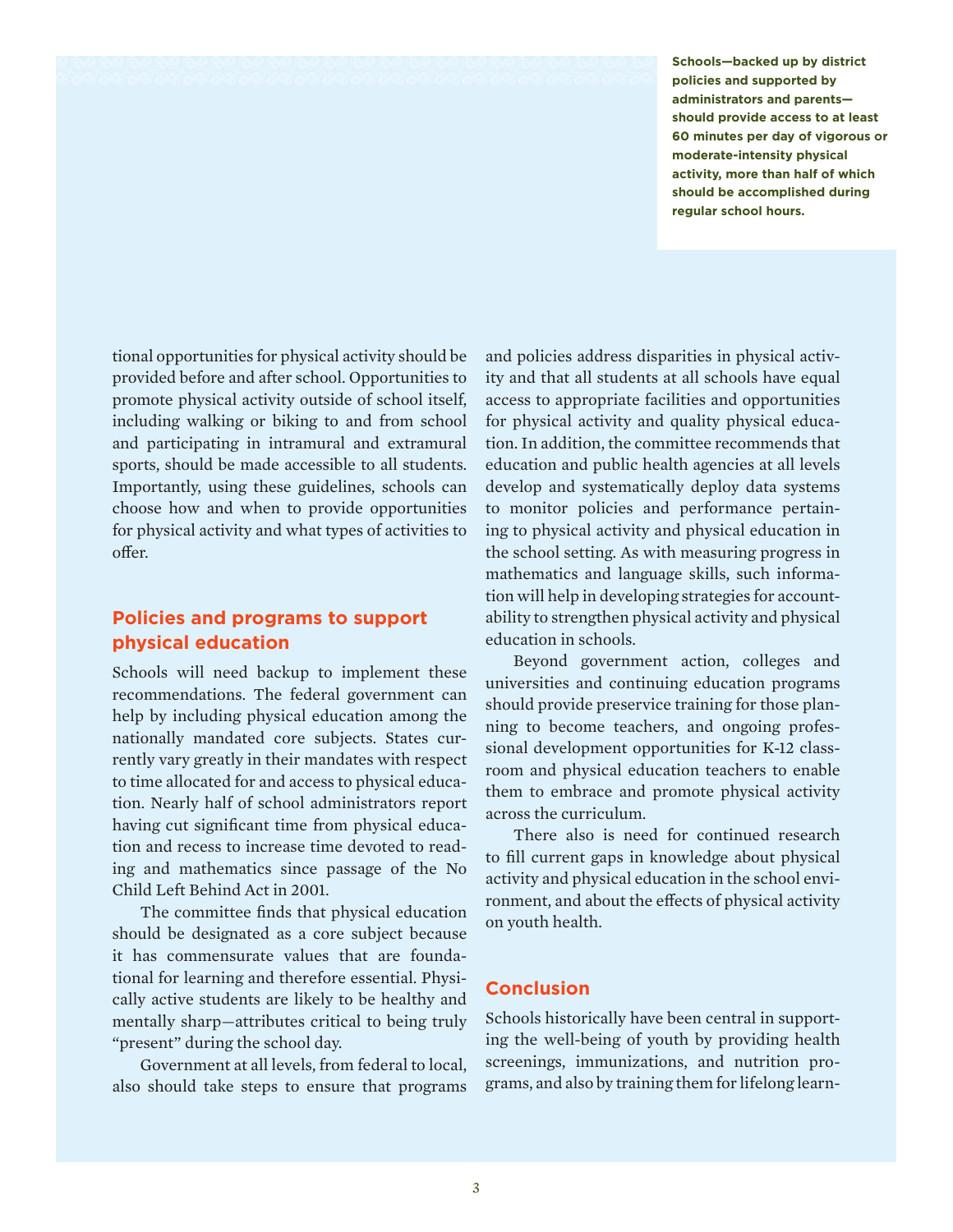**Schools—backed up by district policies and supported by administrators and parents—should provide access to at least 60 minutes per day of vigorous or moderate-intensity physical activity, more than half of which should be accomplished during regular school hours.**

tional opportunities for physical activity should be provided before and after school. Opportunities to promote physical activity outside of school itself, including walking or biking to and from school and participating in intramural and extramural sports, should be made accessible to all students. Importantly, using these guidelines, schools can choose how and when to provide opportunities for physical activity and what types of activities to offer.

## Policies and programs to support physical education

Schools will need backup to implement these recommendations. The federal government can help by including physical education among the nationally mandated core subjects. States currently vary greatly in their mandates with respect to time allocated for and access to physical education. Nearly half of school administrators report having cut significant time from physical education and recess to increase time devoted to reading and mathematics since passage of the No Child Left Behind Act in 2001.

The committee finds that physical education should be designated as a core subject because it has commensurate values that are foundational for learning and therefore essential. Physically active students are likely to be healthy and mentally sharp—attributes critical to being truly "present" during the school day.

Government at all levels, from federal to local, also should take steps to ensure that programs and policies address disparities in physical activity and that all students at all schools have equal access to appropriate facilities and opportunities for physical activity and quality physical education. In addition, the committee recommends that education and public health agencies at all levels develop and systematically deploy data systems to monitor policies and performance pertaining to physical activity and physical education in the school setting. As with measuring progress in mathematics and language skills, such information will help in developing strategies for accountability to strengthen physical activity and physical education in schools.

Beyond government action, colleges and universities and continuing education programs should provide preservice training for those planning to become teachers, and ongoing professional development opportunities for K-12 classroom and physical education teachers to enable them to embrace and promote physical activity across the curriculum.

There also is need for continued research to fill current gaps in knowledge about physical activity and physical education in the school environment, and about the effects of physical activity on youth health.

## Conclusion

Schools historically have been central in supporting the well-being of youth by providing health screenings, immunizations, and nutrition programs, and also by training them for lifelong learn-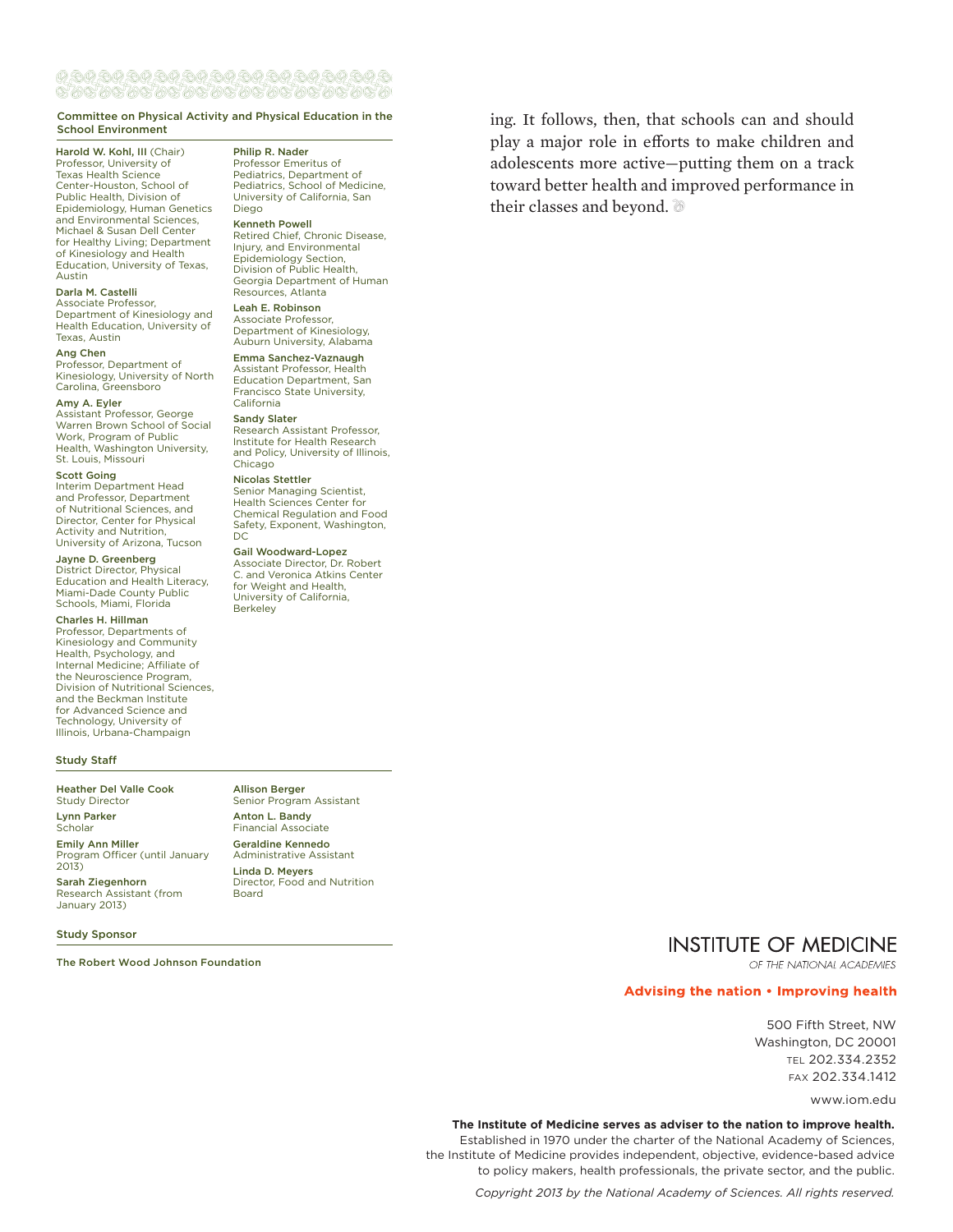ing. It follows, then, that schools can and should play a major role in efforts to make children and adolescents more active—putting them on a track toward better health and improved performance in their classes and beyond.

### Committee on Physical Activity and Physical Education in the School Environment

**Harold W. Kohl, III** (Chair)
Professor, University of Texas Health Science Center-Houston, School of Public Health, Division of Epidemiology, Human Genetics and Environmental Sciences, Michael & Susan Dell Center for Healthy Living; Department of Kinesiology and Health Education, University of Texas, Austin

**Darla M. Castelli**
Associate Professor, Department of Kinesiology and Health Education, University of Texas, Austin

**Ang Chen**
Professor, Department of Kinesiology, University of North Carolina, Greensboro

**Amy A. Eyler**
Assistant Professor, George Warren Brown School of Social Work, Program of Public Health, Washington University, St. Louis, Missouri

**Scott Going**
Interim Department Head and Professor, Department of Nutritional Sciences, and Director, Center for Physical Activity and Nutrition, University of Arizona, Tucson

**Jayne D. Greenberg**
District Director, Physical Education and Health Literacy, Miami-Dade County Public Schools, Miami, Florida

**Charles H. Hillman**
Professor, Departments of Kinesiology and Community Health, Psychology, and Internal Medicine; Affiliate of the Neuroscience Program, Division of Nutritional Sciences, and the Beckman Institute for Advanced Science and Technology, University of Illinois, Urbana-Champaign

**Philip R. Nader**
Professor Emeritus of Pediatrics, Department of Pediatrics, School of Medicine, University of California, San Diego

**Kenneth Powell**
Retired Chief, Chronic Disease, Injury, and Environmental Epidemiology Section, Division of Public Health, Georgia Department of Human Resources, Atlanta

**Leah E. Robinson**
Associate Professor, Department of Kinesiology, Auburn University, Alabama

**Emma Sanchez-Vaznaugh**
Assistant Professor, Health Education Department, San Francisco State University, California

**Sandy Slater**
Research Assistant Professor, Institute for Health Research and Policy, University of Illinois, Chicago

**Nicolas Stettler**
Senior Managing Scientist, Health Sciences Center for Chemical Regulation and Food Safety, Exponent, Washington, DC

**Gail Woodward-Lopez**
Associate Director, Dr. Robert C. and Veronica Atkins Center for Weight and Health, University of California, Berkeley

### Study Staff

**Heather Del Valle Cook**
Study Director

**Lynn Parker**
Scholar

**Emily Ann Miller**
Program Officer (until January 2013)

**Sarah Ziegenhorn**
Research Assistant (from January 2013)

**Allison Berger**
Senior Program Assistant

**Anton L. Bandy**
Financial Associate

**Geraldine Kennedo**
Administrative Assistant

**Linda D. Meyers**
Director, Food and Nutrition Board

### Study Sponsor

The Robert Wood Johnson Foundation

**INSTITUTE OF MEDICINE**
*OF THE NATIONAL ACADEMIES*

**Advising the nation • Improving health**

500 Fifth Street, NW
Washington, DC 20001
TEL 202.334.2352
FAX 202.334.1412

www.iom.edu

**The Institute of Medicine serves as adviser to the nation to improve health.**
Established in 1970 under the charter of the National Academy of Sciences, the Institute of Medicine provides independent, objective, evidence-based advice to policy makers, health professionals, the private sector, and the public.

*Copyright 2013 by the National Academy of Sciences. All rights reserved.*